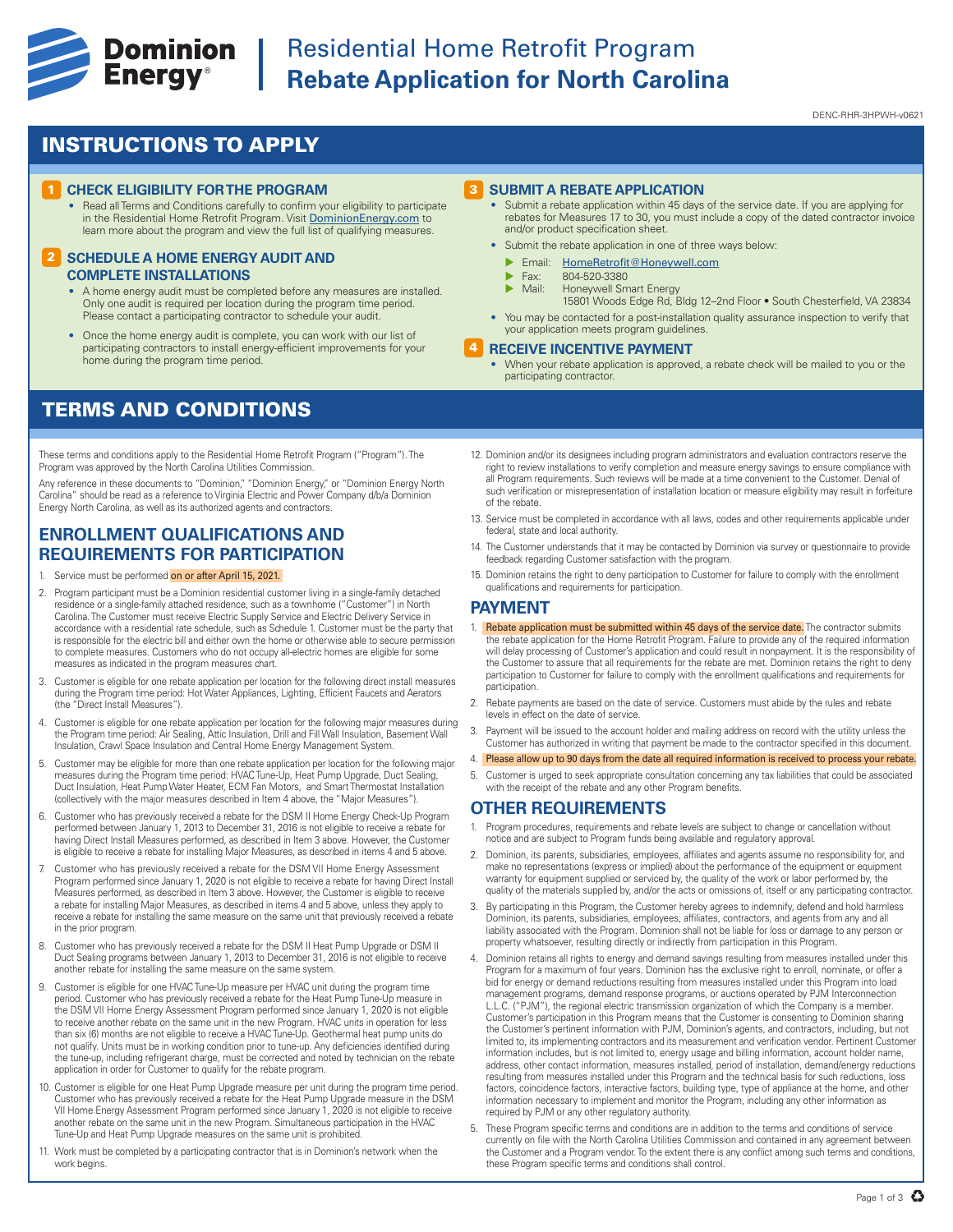# Residential Home Retrofit Program
# **Rebate Application for North Carolina**

DENC-RHR-3HPWH-v0621

## INSTRUCTIONS TO APPLY

### 1 CHECK ELIGIBILITY FOR THE PROGRAM

- Read all Terms and Conditions carefully to confirm your eligibility to participate in the Residential Home Retrofit Program. Visit DominionEnergy.com to learn more about the program and view the full list of qualifying measures.

### 2 SCHEDULE A HOME ENERGY AUDIT AND COMPLETE INSTALLATIONS

- A home energy audit must be completed before any measures are installed. Only one audit is required per location during the program time period. Please contact a participating contractor to schedule your audit.
- Once the home energy audit is complete, you can work with our list of participating contractors to install energy-efficient improvements for your home during the program time period.

### 3 SUBMIT A REBATE APPLICATION

- Submit a rebate application within 45 days of the service date. If you are applying for rebates for Measures 17 to 30, you must include a copy of the dated contractor invoice and/or product specification sheet.
- Submit the rebate application in one of three ways below:
  - Email: HomeRetrofit@Honeywell.com
  - Fax: 804-520-3380
  - Mail: Honeywell Smart Energy
    15801 Woods Edge Rd, Bldg 12–2nd Floor • South Chesterfield, VA 23834
- You may be contacted for a post-installation quality assurance inspection to verify that your application meets program guidelines.

### 4 RECEIVE INCENTIVE PAYMENT

- When your rebate application is approved, a rebate check will be mailed to you or the participating contractor.

## TERMS AND CONDITIONS

These terms and conditions apply to the Residential Home Retrofit Program ("Program"). The Program was approved by the North Carolina Utilities Commission.

Any reference in these documents to "Dominion," "Dominion Energy," or "Dominion Energy North Carolina" should be read as a reference to Virginia Electric and Power Company d/b/a Dominion Energy North Carolina, as well as its authorized agents and contractors.

### ENROLLMENT QUALIFICATIONS AND REQUIREMENTS FOR PARTICIPATION

1. Service must be performed on or after April 15, 2021.
2. Program participant must be a Dominion residential customer living in a single-family detached residence or a single-family attached residence, such as a townhome ("Customer") in North Carolina. The Customer must receive Electric Supply Service and Electric Delivery Service in accordance with a residential rate schedule, such as Schedule 1. Customer must be the party that is responsible for the electric bill and either own the home or otherwise able to secure permission to complete measures. Customers who do not occupy all-electric homes are eligible for some measures as indicated in the program measures chart.
3. Customer is eligible for one rebate application per location for the following direct install measures during the Program time period: Hot Water Appliances, Lighting, Efficient Faucets and Aerators (the "Direct Install Measures").
4. Customer is eligible for one rebate application per location for the following major measures during the Program time period: Air Sealing, Attic Insulation, Drill and Fill Wall Insulation, Basement Wall Insulation, Crawl Space Insulation and Central Home Energy Management System.
5. Customer may be eligible for more than one rebate application per location for the following major measures during the Program time period: HVAC Tune-Up, Heat Pump Upgrade, Duct Sealing, Duct Insulation, Heat Pump Water Heater, ECM Fan Motors, and Smart Thermostat Installation (collectively with the major measures described in Item 4 above, the "Major Measures").
6. Customer who has previously received a rebate for the DSM II Home Energy Check-Up Program performed between January 1, 2013 to December 31, 2016 is not eligible to receive a rebate for having Direct Install Measures performed, as described in Item 3 above. However, the Customer is eligible to receive a rebate for installing Major Measures, as described in items 4 and 5 above.
7. Customer who has previously received a rebate for the DSM VII Home Energy Assessment Program performed since January 1, 2020 is not eligible to receive a rebate for having Direct Install Measures performed, as described in Item 3 above. However, the Customer is eligible to receive a rebate for installing Major Measures, as described in items 4 and 5 above, unless they apply to receive a rebate for installing the same measure on the same unit that previously received a rebate in the prior program.
8. Customer who has previously received a rebate for the DSM II Heat Pump Upgrade or DSM II Duct Sealing programs between January 1, 2013 to December 31, 2016 is not eligible to receive another rebate for installing the same measure on the same system.
9. Customer is eligible for one HVAC Tune-Up measure per HVAC unit during the program time period. Customer who has previously received a rebate for the Heat Pump Tune-Up measure in the DSM VII Home Energy Assessment Program performed since January 1, 2020 is not eligible to receive another rebate on the same unit in the new Program. HVAC units in operation for less than six (6) months are not eligible to receive a HVAC Tune-Up. Geothermal heat pump units do not qualify. Units must be in working condition prior to tune-up. Any deficiencies identified during the tune-up, including refrigerant charge, must be corrected and noted by technician on the rebate application in order for Customer to qualify for the rebate program.
10. Customer is eligible for one Heat Pump Upgrade measure per unit during the program time period. Customer who has previously received a rebate for the Heat Pump Upgrade measure in the DSM VII Home Energy Assessment Program performed since January 1, 2020 is not eligible to receive another rebate on the same unit in the new Program. Simultaneous participation in the HVAC Tune-Up and Heat Pump Upgrade measures on the same unit is prohibited.
11. Work must be completed by a participating contractor that is in Dominion's network when the work begins.
12. Dominion and/or its designees including program administrators and evaluation contractors reserve the right to review installations to verify completion and measure energy savings to ensure compliance with all Program requirements. Such reviews will be made at a time convenient to the Customer. Denial of such verification or misrepresentation of installation location or measure eligibility may result in forfeiture of the rebate.
13. Service must be completed in accordance with all laws, codes and other requirements applicable under federal, state and local authority.
14. The Customer understands that it may be contacted by Dominion via survey or questionnaire to provide feedback regarding Customer satisfaction with the program.
15. Dominion retains the right to deny participation to Customer for failure to comply with the enrollment qualifications and requirements for participation.

### PAYMENT

1. Rebate application must be submitted within 45 days of the service date. The contractor submits the rebate application for the Home Retrofit Program. Failure to provide any of the required information will delay processing of Customer's application and could result in nonpayment. It is the responsibility of the Customer to assure that all requirements for the rebate are met. Dominion retains the right to deny participation to Customer for failure to comply with the enrollment qualifications and requirements for participation.
2. Rebate payments are based on the date of service. Customers must abide by the rules and rebate levels in effect on the date of service.
3. Payment will be issued to the account holder and mailing address on record with the utility unless the Customer has authorized in writing that payment be made to the contractor specified in this document.
4. Please allow up to 90 days from the date all required information is received to process your rebate.
5. Customer is urged to seek appropriate consultation concerning any tax liabilities that could be associated with the receipt of the rebate and any other Program benefits.

### OTHER REQUIREMENTS

1. Program procedures, requirements and rebate levels are subject to change or cancellation without notice and are subject to Program funds being available and regulatory approval.
2. Dominion, its parents, subsidiaries, employees, affiliates and agents assume no responsibility for, and make no representations (express or implied) about the performance of the equipment or equipment warranty for equipment supplied or serviced by, the quality of the work or labor performed by, the quality of the materials supplied by, and/or the acts or omissions of, itself or any participating contractor.
3. By participating in this Program, the Customer hereby agrees to indemnify, defend and hold harmless Dominion, its parents, subsidiaries, employees, affiliates, contractors, and agents from any and all liability associated with the Program. Dominion shall not be liable for loss or damage to any person or property whatsoever, resulting directly or indirectly from participation in this Program.
4. Dominion retains all rights to energy and demand savings resulting from measures installed under this Program for a maximum of four years. Dominion has the exclusive right to enroll, nominate, or offer a bid for energy or demand reductions resulting from measures installed under this Program into load management programs, demand response programs, or auctions operated by PJM Interconnection L.L.C. ("PJM"), the regional electric transmission organization of which the Company is a member. Customer's participation in this Program means that the Customer is consenting to Dominion sharing the Customer's pertinent information with PJM, Dominion's agents, and contractors, including, but not limited to, its implementing contractors and its measurement and verification vendor. Pertinent Customer information includes, but is not limited to, energy usage and billing information, account holder name, address, other contact information, measures installed, period of installation, demand/energy reductions resulting from measures installed under this Program and the technical basis for such reductions, loss factors, coincidence factors, interactive factors, building type, type of appliance at the home, and other information necessary to implement and monitor the Program, including any other information as required by PJM or any other regulatory authority.
5. These Program specific terms and conditions are in addition to the terms and conditions of service currently on file with the North Carolina Utilities Commission and contained in any agreement between the Customer and a Program vendor. To the extent there is any conflict among such terms and conditions, these Program specific terms and conditions shall control.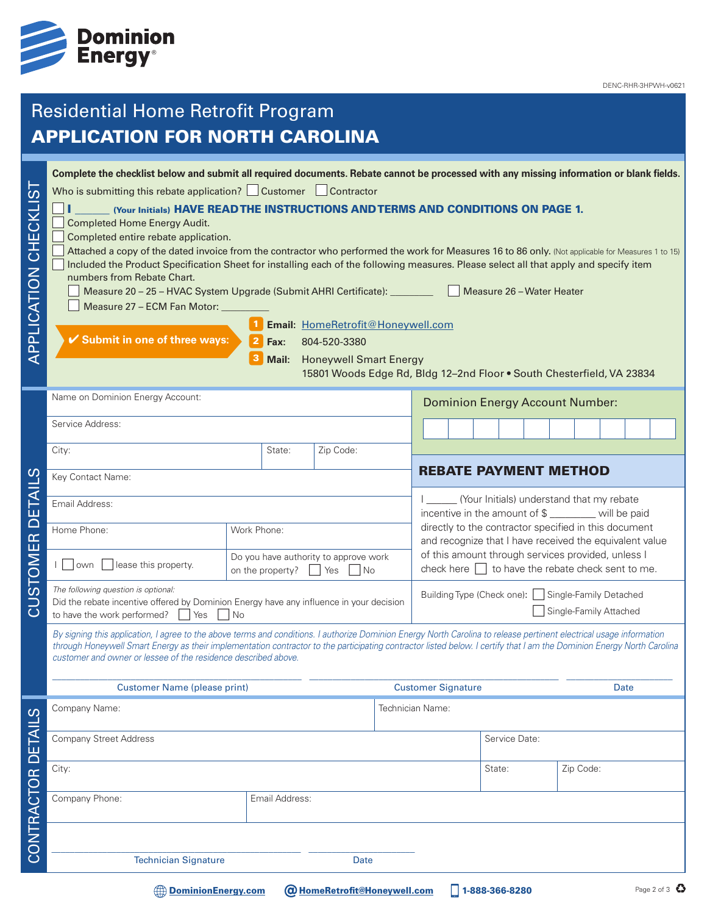Dominion Energy®

DENC-RHR-3HPWH-v0621

# Residential Home Retrofit Program
# APPLICATION FOR NORTH CAROLINA

## APPLICATION CHECKLIST

**Complete the checklist below and submit all required documents. Rebate cannot be processed with any missing information or blank fields.**

Who is submitting this rebate application? ☐ Customer ☐ Contractor

- ☐ **I ______ (Your Initials) HAVE READ THE INSTRUCTIONS AND TERMS AND CONDITIONS ON PAGE 1.**
- ☐ Completed Home Energy Audit.
- ☐ Completed entire rebate application.
- ☐ Attached a copy of the dated invoice from the contractor who performed the work for Measures 16 to 86 only. (Not applicable for Measures 1 to 15)
- ☐ Included the Product Specification Sheet for installing each of the following measures. Please select all that apply and specify item numbers from Rebate Chart.
  - ☐ Measure 20 – 25 – HVAC System Upgrade (Submit AHRI Certificate): ________
  - ☐ Measure 26 – Water Heater
  - ☐ Measure 27 – ECM Fan Motor: ________

**✔ Submit in one of three ways:**

1. **Email:** HomeRetrofit@Honeywell.com
2. **Fax:** 804-520-3380
3. **Mail:** Honeywell Smart Energy
   15801 Woods Edge Rd, Bldg 12–2nd Floor • South Chesterfield, VA 23834

## CUSTOMER DETAILS

| | | |
|---|---|---|
| Name on Dominion Energy Account: | | |
| Service Address: | | |
| City: | State: | Zip Code: |
| Key Contact Name: | | |
| Email Address: | | |
| Home Phone: | Work Phone: | |
| I ☐ own ☐ lease this property. | Do you have authority to approve work on the property? ☐ Yes ☐ No | |

*The following question is optional:*
Did the rebate incentive offered by Dominion Energy have any influence in your decision to have the work performed? ☐ Yes ☐ No

**Dominion Energy Account Number:**

| | | | | | | | | | |
|---|---|---|---|---|---|---|---|---|---|
| | | | | | | | | | |

### REBATE PAYMENT METHOD

I ______ (Your Initials) understand that my rebate incentive in the amount of $ ________ will be paid directly to the contractor specified in this document and recognize that I have received the equivalent value of this amount through services provided, unless I check here ☐ to have the rebate check sent to me.

Building Type (Check one): ☐ Single-Family Detached ☐ Single-Family Attached

*By signing this application, I agree to the above terms and conditions. I authorize Dominion Energy North Carolina to release pertinent electrical usage information through Honeywell Smart Energy as their implementation contractor to the participating contractor listed below. I certify that I am the Dominion Energy North Carolina customer and owner or lessee of the residence described above.*

| ______________________ | ______________________ | ______________ |
|---|---|---|
| Customer Name (please print) | Customer Signature | Date |

## CONTRACTOR DETAILS

| | | |
|---|---|---|
| Company Name: | Technician Name: | |
| Company Street Address | Service Date: | |
| City: | State: | Zip Code: |
| Company Phone: | Email Address: | |

| ______________________ | ______________ |
|---|---|
| Technician Signature | Date |

DominionEnergy.com | HomeRetrofit@Honeywell.com | 1-888-366-8280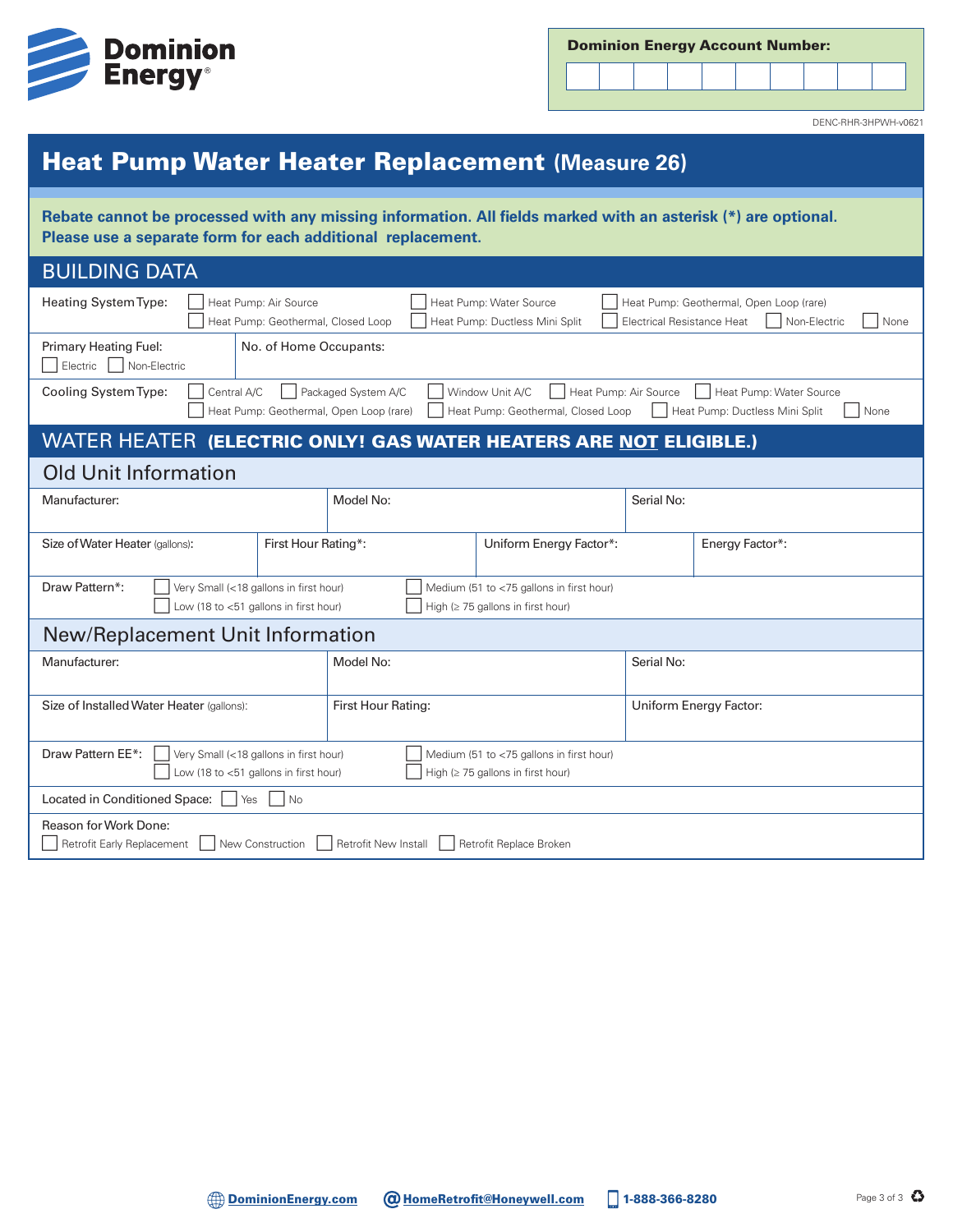**Dominion Energy**

**Dominion Energy Account Number:**

| | | | | | | | | | |
|---|---|---|---|---|---|---|---|---|---|
| | | | | | | | | | |

DENC-RHR-3HPWH-v0621

# Heat Pump Water Heater Replacement (Measure 26)

**Rebate cannot be processed with any missing information. All fields marked with an asterisk (*) are optional. Please use a separate form for each additional replacement.**

## BUILDING DATA

Heating System Type: ☐ Heat Pump: Air Source ☐ Heat Pump: Water Source ☐ Heat Pump: Geothermal, Open Loop (rare) ☐ Heat Pump: Geothermal, Closed Loop ☐ Heat Pump: Ductless Mini Split ☐ Electrical Resistance Heat ☐ Non-Electric ☐ None

Primary Heating Fuel: ☐ Electric ☐ Non-Electric

No. of Home Occupants:

Cooling System Type: ☐ Central A/C ☐ Packaged System A/C ☐ Window Unit A/C ☐ Heat Pump: Air Source ☐ Heat Pump: Water Source ☐ Heat Pump: Geothermal, Open Loop (rare) ☐ Heat Pump: Geothermal, Closed Loop ☐ Heat Pump: Ductless Mini Split ☐ None

## WATER HEATER (ELECTRIC ONLY! GAS WATER HEATERS ARE NOT ELIGIBLE.)

### Old Unit Information

| Manufacturer: | Model No: | Serial No: |
|---|---|---|
| | | |

| Size of Water Heater (gallons): | First Hour Rating*: | Uniform Energy Factor*: | Energy Factor*: |
|---|---|---|---|
| | | | |

Draw Pattern*: ☐ Very Small (<18 gallons in first hour) ☐ Medium (51 to <75 gallons in first hour) ☐ Low (18 to <51 gallons in first hour) ☐ High (≥ 75 gallons in first hour)

### New/Replacement Unit Information

| Manufacturer: | Model No: | Serial No: |
|---|---|---|
| | | |

| Size of Installed Water Heater (gallons): | First Hour Rating: | Uniform Energy Factor: |
|---|---|---|
| | | |

Draw Pattern EE*: ☐ Very Small (<18 gallons in first hour) ☐ Medium (51 to <75 gallons in first hour) ☐ Low (18 to <51 gallons in first hour) ☐ High (≥ 75 gallons in first hour)

Located in Conditioned Space: ☐ Yes ☐ No

Reason for Work Done: ☐ Retrofit Early Replacement ☐ New Construction ☐ Retrofit New Install ☐ Retrofit Replace Broken

DominionEnergy.com HomeRetrofit@Honeywell.com 1-888-366-8280